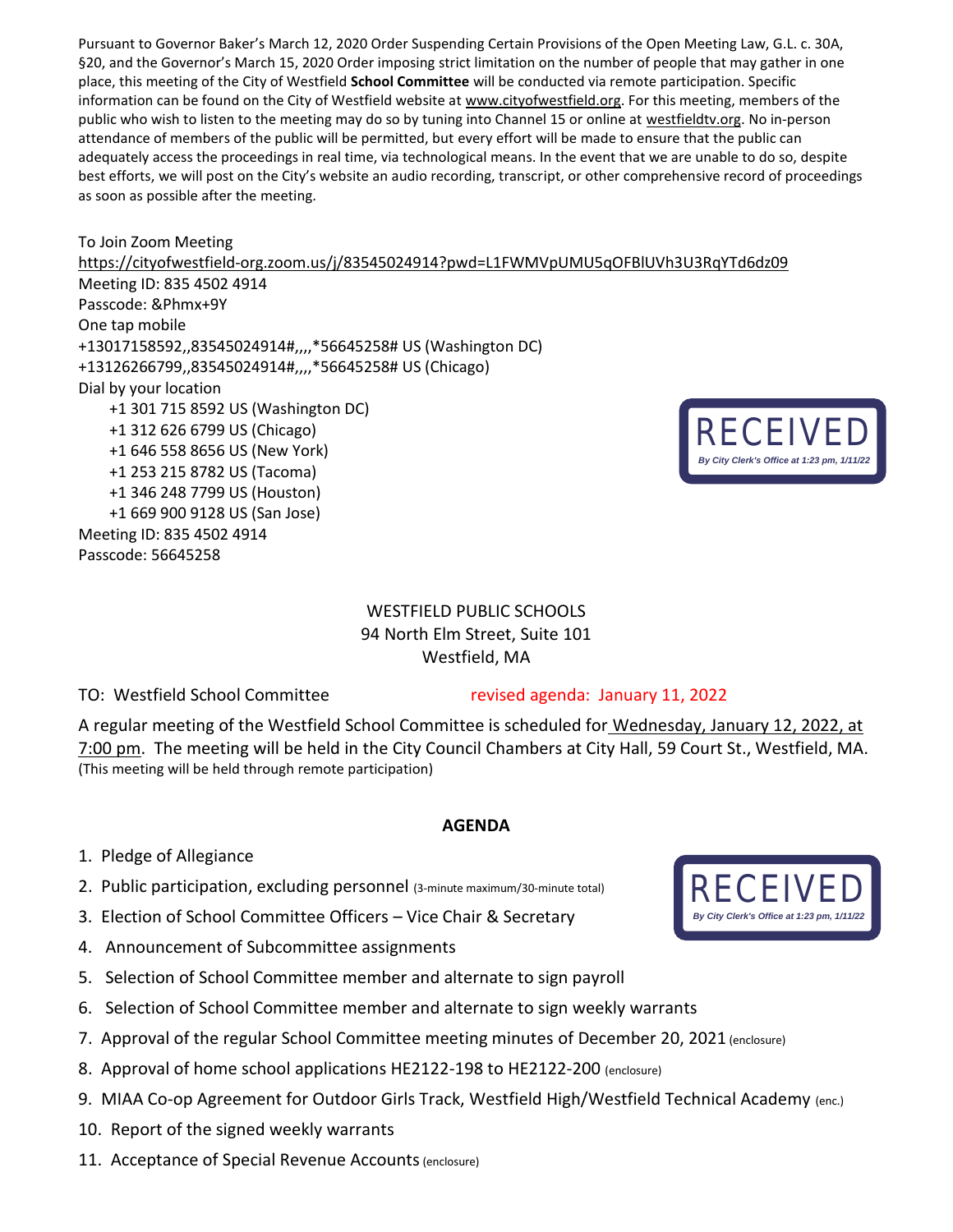Pursuant to Governor Baker's March 12, 2020 Order Suspending Certain Provisions of the Open Meeting Law, G.L. c. 30A, §20, and the Governor's March 15, 2020 Order imposing strict limitation on the number of people that may gather in one place, this meeting of the City of Westfield **School Committee** will be conducted via remote participation. Specific information can be found on the City of Westfield website at www.cityofwestfield.org. For this meeting, members of the public who wish to listen to the meeting may do so by tuning into Channel 15 or online at westfieldtv.org. No in-person attendance of members of the public will be permitted, but every effort will be made to ensure that the public can adequately access the proceedings in real time, via technological means. In the event that we are unable to do so, despite best efforts, we will post on the City's website an audio recording, transcript, or other comprehensive record of proceedings as soon as possible after the meeting.

To Join Zoom Meeting
https://cityofwestfield-org.zoom.us/j/83545024914?pwd=L1FWMVpUMU5qOFBlUVh3U3RqYTd6dz09
Meeting ID: 835 4502 4914
Passcode: &Phmx+9Y
One tap mobile
+13017158592,,83545024914#,,,,*56645258# US (Washington DC)
+13126266799,,83545024914#,,,,*56645258# US (Chicago)
Dial by your location
+1 301 715 8592 US (Washington DC)
+1 312 626 6799 US (Chicago)
+1 646 558 8656 US (New York)
+1 253 215 8782 US (Tacoma)
+1 346 248 7799 US (Houston)
+1 669 900 9128 US (San Jose)
Meeting ID: 835 4502 4914
Passcode: 56645258

RECEIVED
By City Clerk's Office at 1:23 pm, 1/11/22

WESTFIELD PUBLIC SCHOOLS
94 North Elm Street, Suite 101
Westfield, MA

TO: Westfield School Committee revised agenda: January 11, 2022

A regular meeting of the Westfield School Committee is scheduled for Wednesday, January 12, 2022, at 7:00 pm. The meeting will be held in the City Council Chambers at City Hall, 59 Court St., Westfield, MA. (This meeting will be held through remote participation)

**AGENDA**

RECEIVED
By City Clerk's Office at 1:23 pm, 1/11/22

1. Pledge of Allegiance
2. Public participation, excluding personnel (3-minute maximum/30-minute total)
3. Election of School Committee Officers – Vice Chair & Secretary
4. Announcement of Subcommittee assignments
5. Selection of School Committee member and alternate to sign payroll
6. Selection of School Committee member and alternate to sign weekly warrants
7. Approval of the regular School Committee meeting minutes of December 20, 2021 (enclosure)
8. Approval of home school applications HE2122-198 to HE2122-200 (enclosure)
9. MIAA Co-op Agreement for Outdoor Girls Track, Westfield High/Westfield Technical Academy (enc.)
10. Report of the signed weekly warrants
11. Acceptance of Special Revenue Accounts (enclosure)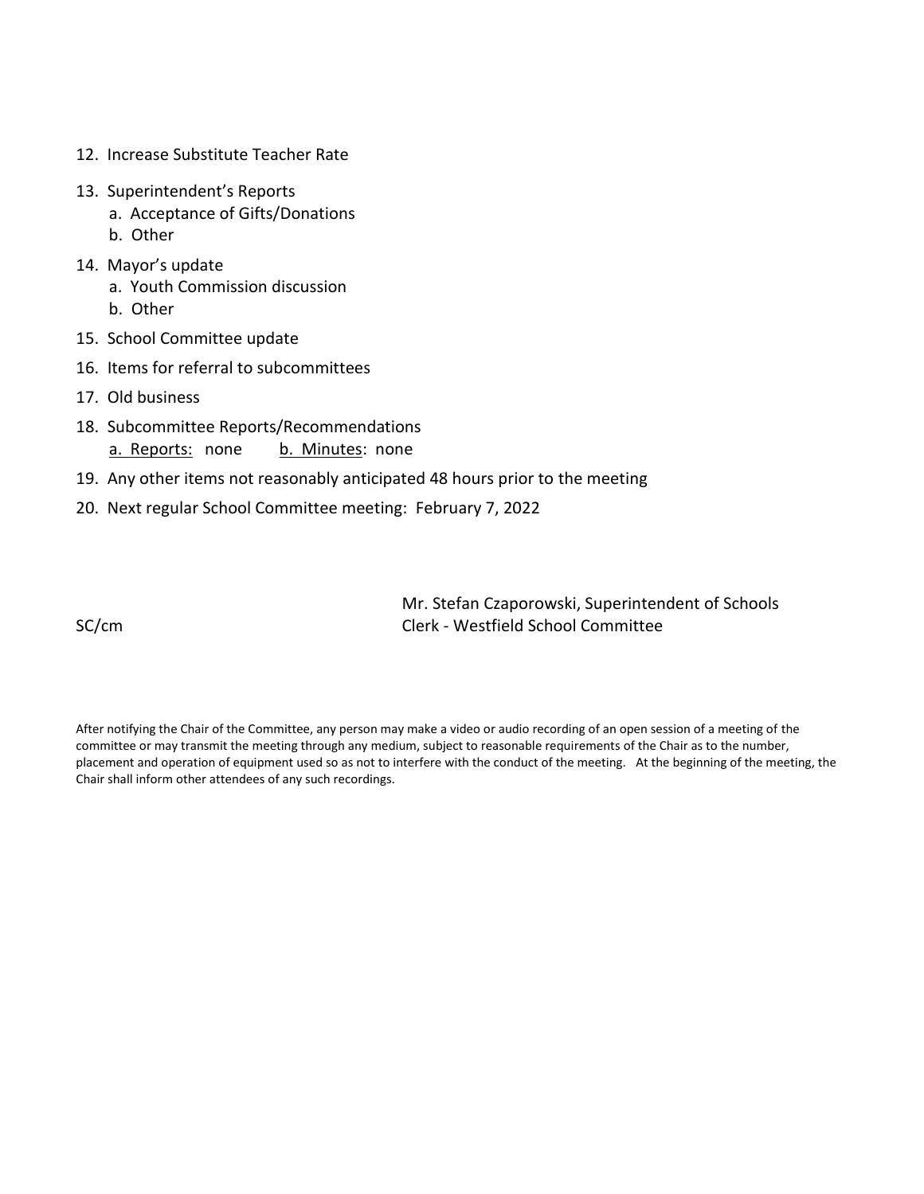12. Increase Substitute Teacher Rate

13. Superintendent's Reports
    a. Acceptance of Gifts/Donations
    b. Other

14. Mayor's update
    a. Youth Commission discussion
    b. Other

15. School Committee update

16. Items for referral to subcommittees

17. Old business

18. Subcommittee Reports/Recommendations
    a. Reports: none    b. Minutes: none

19. Any other items not reasonably anticipated 48 hours prior to the meeting

20. Next regular School Committee meeting: February 7, 2022

Mr. Stefan Czaporowski, Superintendent of Schools
Clerk - Westfield School Committee

SC/cm

After notifying the Chair of the Committee, any person may make a video or audio recording of an open session of a meeting of the committee or may transmit the meeting through any medium, subject to reasonable requirements of the Chair as to the number, placement and operation of equipment used so as not to interfere with the conduct of the meeting. At the beginning of the meeting, the Chair shall inform other attendees of any such recordings.